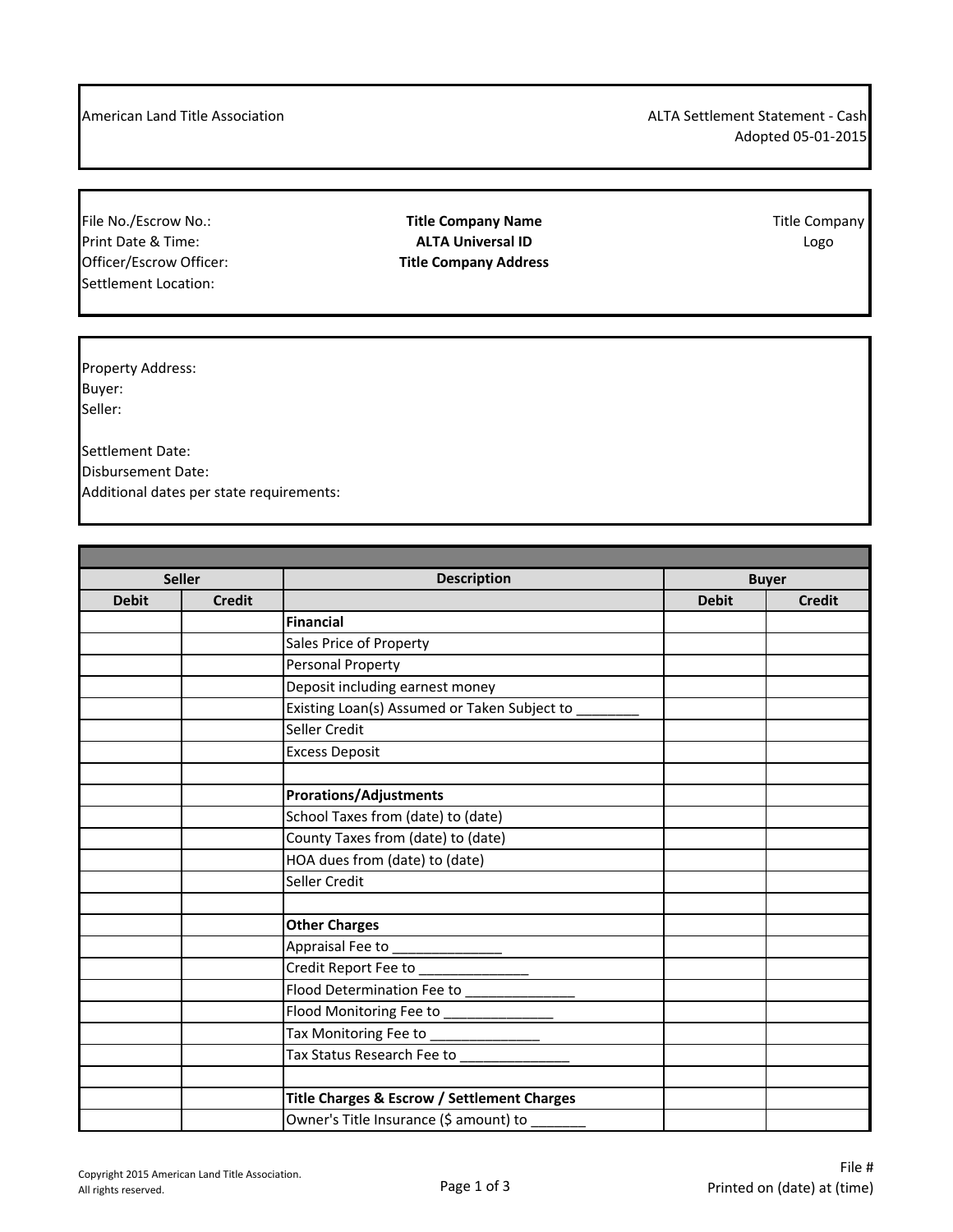American Land Title Association

ALTA Settlement Statement - Cash
Adopted 05-01-2015

File No./Escrow No.:
Print Date & Time:
Officer/Escrow Officer:
Settlement Location:

**Title Company Name**
**ALTA Universal ID**
**Title Company Address**

Title Company Logo

Property Address:
Buyer:
Seller:

Settlement Date:
Disbursement Date:
Additional dates per state requirements:

| Seller | | Description | Buyer | |
|---|---|---|---|---|
| Debit | Credit | | Debit | Credit |
| | | **Financial** | | |
| | | Sales Price of Property | | |
| | | Personal Property | | |
| | | Deposit including earnest money | | |
| | | Existing Loan(s) Assumed or Taken Subject to ________ | | |
| | | Seller Credit | | |
| | | Excess Deposit | | |
| | | | | |
| | | **Prorations/Adjustments** | | |
| | | School Taxes from (date) to (date) | | |
| | | County Taxes from (date) to (date) | | |
| | | HOA dues from (date) to (date) | | |
| | | Seller Credit | | |
| | | | | |
| | | **Other Charges** | | |
| | | Appraisal Fee to ______________ | | |
| | | Credit Report Fee to ______________ | | |
| | | Flood Determination Fee to ______________ | | |
| | | Flood Monitoring Fee to ______________ | | |
| | | Tax Monitoring Fee to ______________ | | |
| | | Tax Status Research Fee to ______________ | | |
| | | | | |
| | | **Title Charges & Escrow / Settlement Charges** | | |
| | | Owner's Title Insurance ($ amount) to _______ | | |

Copyright 2015 American Land Title Association.
All rights reserved.

File #
Printed on (date) at (time)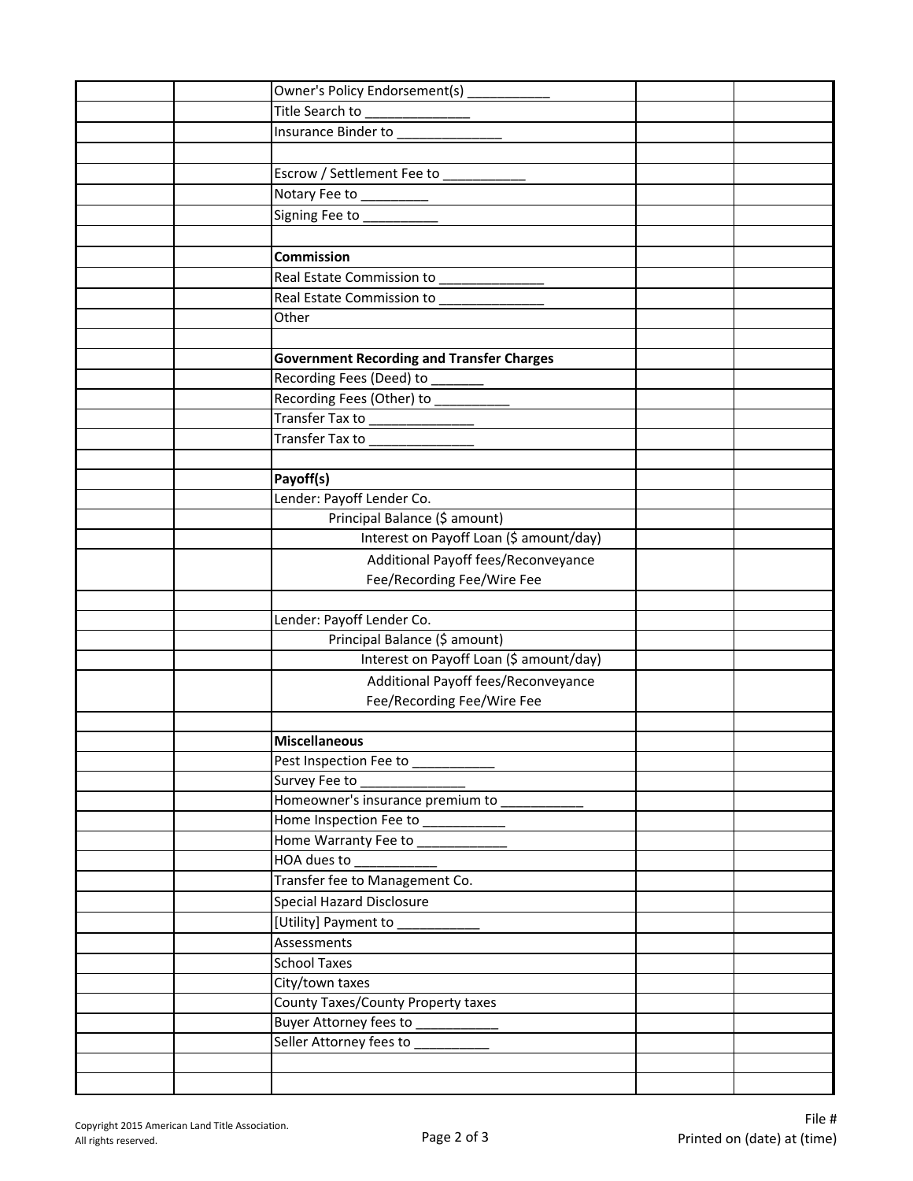| | | | | |
|---|---|---|---|---|
| | | Owner's Policy Endorsement(s) ___________ | | |
| | | Title Search to ______________ | | |
| | | Insurance Binder to ______________ | | |
| | | | | |
| | | Escrow / Settlement Fee to ___________ | | |
| | | Notary Fee to _________ | | |
| | | Signing Fee to __________ | | |
| | | | | |
| | | **Commission** | | |
| | | Real Estate Commission to ______________ | | |
| | | Real Estate Commission to ______________ | | |
| | | Other | | |
| | | | | |
| | | **Government Recording and Transfer Charges** | | |
| | | Recording Fees (Deed) to _______ | | |
| | | Recording Fees (Other) to __________ | | |
| | | Transfer Tax to ______________ | | |
| | | Transfer Tax to ______________ | | |
| | | | | |
| | | **Payoff(s)** | | |
| | | Lender: Payoff Lender Co. | | |
| | | Principal Balance ($ amount) | | |
| | | Interest on Payoff Loan ($ amount/day) | | |
| | | Additional Payoff fees/Reconveyance Fee/Recording Fee/Wire Fee | | |
| | | | | |
| | | Lender: Payoff Lender Co. | | |
| | | Principal Balance ($ amount) | | |
| | | Interest on Payoff Loan ($ amount/day) | | |
| | | Additional Payoff fees/Reconveyance Fee/Recording Fee/Wire Fee | | |
| | | | | |
| | | **Miscellaneous** | | |
| | | Pest Inspection Fee to ___________ | | |
| | | Survey Fee to ______________ | | |
| | | Homeowner's insurance premium to ___________ | | |
| | | Home Inspection Fee to ___________ | | |
| | | Home Warranty Fee to ____________ | | |
| | | HOA dues to ___________ | | |
| | | Transfer fee to Management Co. | | |
| | | Special Hazard Disclosure | | |
| | | [Utility] Payment to ___________ | | |
| | | Assessments | | |
| | | School Taxes | | |
| | | City/town taxes | | |
| | | County Taxes/County Property taxes | | |
| | | Buyer Attorney fees to ___________ | | |
| | | Seller Attorney fees to __________ | | |
| | | | | |
| | | | | |

Copyright 2015 American Land Title Association.
All rights reserved.

File #
Printed on (date) at (time)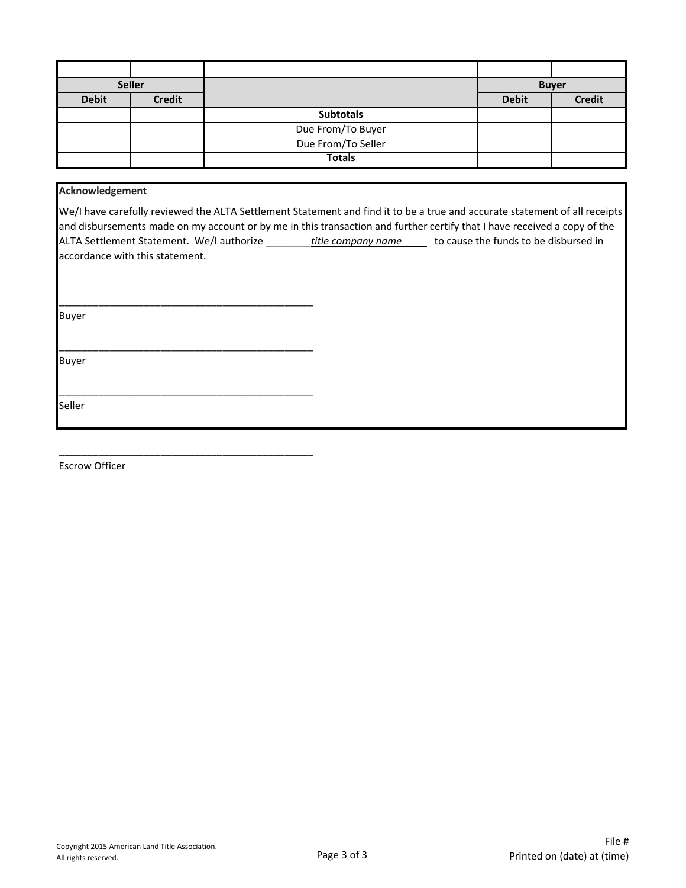| | | | | |
|---|---|---|---|---|
| | | | | |
| Seller | | | Buyer | |
| Debit | Credit | | Debit | Credit |
| | | **Subtotals** | | |
| | | Due From/To Buyer | | |
| | | Due From/To Seller | | |
| | | **Totals** | | |

**Acknowledgement**

We/I have carefully reviewed the ALTA Settlement Statement and find it to be a true and accurate statement of all receipts and disbursements made on my account or by me in this transaction and further certify that I have received a copy of the ALTA Settlement Statement. We/I authorize ________*title company name* to cause the funds to be disbursed in accordance with this statement.

_______________________________________________
Buyer

_______________________________________________
Buyer

_______________________________________________
Seller

_______________________________________________
Escrow Officer

Copyright 2015 American Land Title Association.
All rights reserved.

File #
Printed on (date) at (time)